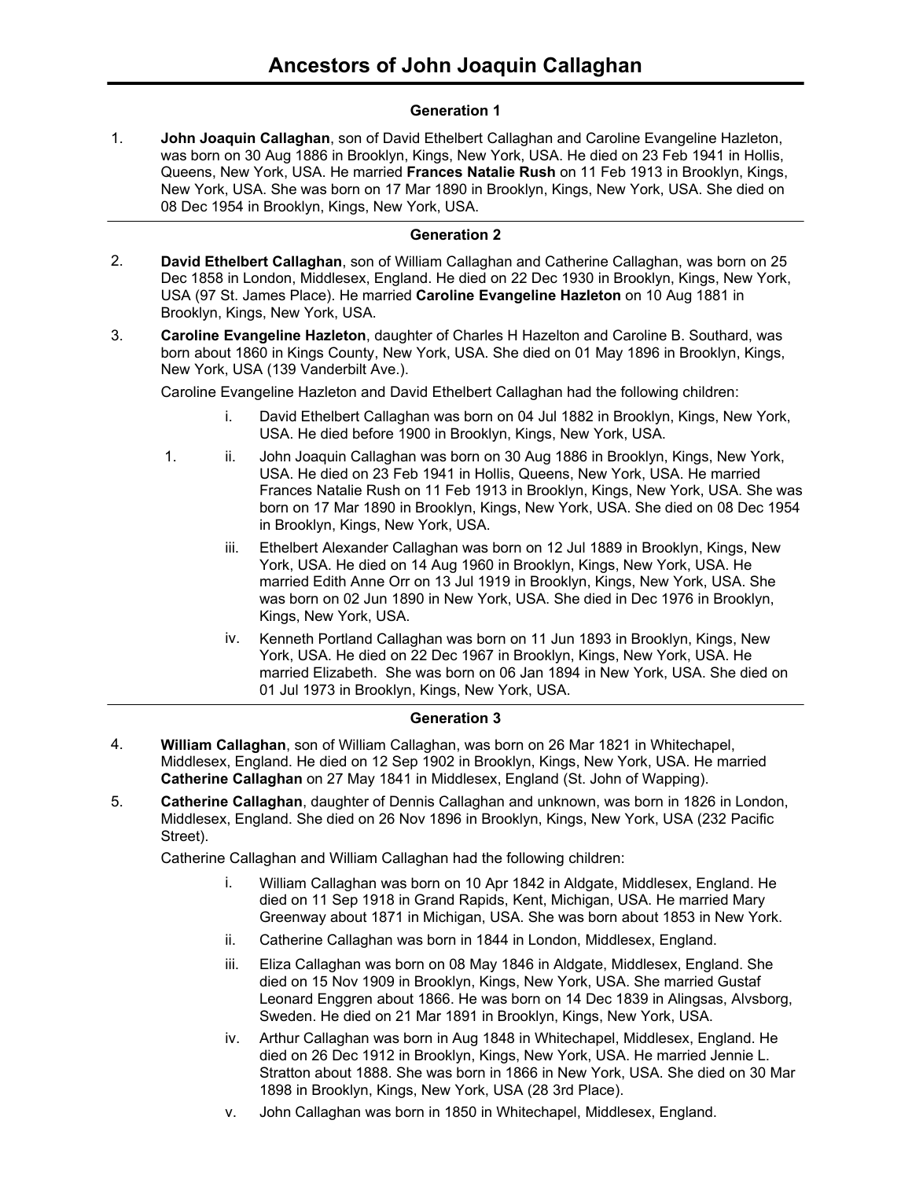# Ancestors of John Joaquin Callaghan

## Generation 1

1. **John Joaquin Callaghan**, son of David Ethelbert Callaghan and Caroline Evangeline Hazleton, was born on 30 Aug 1886 in Brooklyn, Kings, New York, USA. He died on 23 Feb 1941 in Hollis, Queens, New York, USA. He married **Frances Natalie Rush** on 11 Feb 1913 in Brooklyn, Kings, New York, USA. She was born on 17 Mar 1890 in Brooklyn, Kings, New York, USA. She died on 08 Dec 1954 in Brooklyn, Kings, New York, USA.

---

## Generation 2

2. **David Ethelbert Callaghan**, son of William Callaghan and Catherine Callaghan, was born on 25 Dec 1858 in London, Middlesex, England. He died on 22 Dec 1930 in Brooklyn, Kings, New York, USA (97 St. James Place). He married **Caroline Evangeline Hazleton** on 10 Aug 1881 in Brooklyn, Kings, New York, USA.

3. **Caroline Evangeline Hazleton**, daughter of Charles H Hazelton and Caroline B. Southard, was born about 1860 in Kings County, New York, USA. She died on 01 May 1896 in Brooklyn, Kings, New York, USA (139 Vanderbilt Ave.).

   Caroline Evangeline Hazleton and David Ethelbert Callaghan had the following children:

   - i. David Ethelbert Callaghan was born on 04 Jul 1882 in Brooklyn, Kings, New York, USA. He died before 1900 in Brooklyn, Kings, New York, USA.
   - 1. ii. John Joaquin Callaghan was born on 30 Aug 1886 in Brooklyn, Kings, New York, USA. He died on 23 Feb 1941 in Hollis, Queens, New York, USA. He married Frances Natalie Rush on 11 Feb 1913 in Brooklyn, Kings, New York, USA. She was born on 17 Mar 1890 in Brooklyn, Kings, New York, USA. She died on 08 Dec 1954 in Brooklyn, Kings, New York, USA.
   - iii. Ethelbert Alexander Callaghan was born on 12 Jul 1889 in Brooklyn, Kings, New York, USA. He died on 14 Aug 1960 in Brooklyn, Kings, New York, USA. He married Edith Anne Orr on 13 Jul 1919 in Brooklyn, Kings, New York, USA. She was born on 02 Jun 1890 in New York, USA. She died in Dec 1976 in Brooklyn, Kings, New York, USA.
   - iv. Kenneth Portland Callaghan was born on 11 Jun 1893 in Brooklyn, Kings, New York, USA. He died on 22 Dec 1967 in Brooklyn, Kings, New York, USA. He married Elizabeth. She was born on 06 Jan 1894 in New York, USA. She died on 01 Jul 1973 in Brooklyn, Kings, New York, USA.

---

## Generation 3

4. **William Callaghan**, son of William Callaghan, was born on 26 Mar 1821 in Whitechapel, Middlesex, England. He died on 12 Sep 1902 in Brooklyn, Kings, New York, USA. He married **Catherine Callaghan** on 27 May 1841 in Middlesex, England (St. John of Wapping).

5. **Catherine Callaghan**, daughter of Dennis Callaghan and unknown, was born in 1826 in London, Middlesex, England. She died on 26 Nov 1896 in Brooklyn, Kings, New York, USA (232 Pacific Street).

   Catherine Callaghan and William Callaghan had the following children:

   - i. William Callaghan was born on 10 Apr 1842 in Aldgate, Middlesex, England. He died on 11 Sep 1918 in Grand Rapids, Kent, Michigan, USA. He married Mary Greenway about 1871 in Michigan, USA. She was born about 1853 in New York.
   - ii. Catherine Callaghan was born in 1844 in London, Middlesex, England.
   - iii. Eliza Callaghan was born on 08 May 1846 in Aldgate, Middlesex, England. She died on 15 Nov 1909 in Brooklyn, Kings, New York, USA. She married Gustaf Leonard Enggren about 1866. He was born on 14 Dec 1839 in Alingsas, Alvsborg, Sweden. He died on 21 Mar 1891 in Brooklyn, Kings, New York, USA.
   - iv. Arthur Callaghan was born in Aug 1848 in Whitechapel, Middlesex, England. He died on 26 Dec 1912 in Brooklyn, Kings, New York, USA. He married Jennie L. Stratton about 1888. She was born in 1866 in New York, USA. She died on 30 Mar 1898 in Brooklyn, Kings, New York, USA (28 3rd Place).
   - v. John Callaghan was born in 1850 in Whitechapel, Middlesex, England.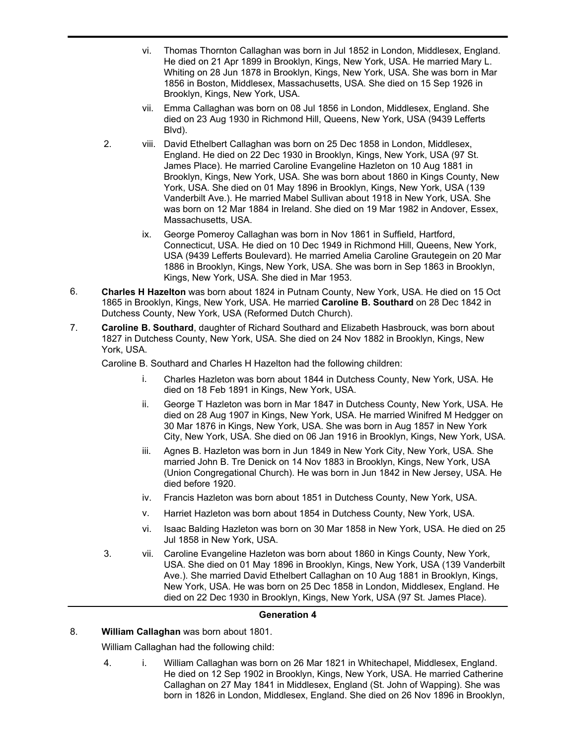vi. Thomas Thornton Callaghan was born in Jul 1852 in London, Middlesex, England. He died on 21 Apr 1899 in Brooklyn, Kings, New York, USA. He married Mary L. Whiting on 28 Jun 1878 in Brooklyn, Kings, New York, USA. She was born in Mar 1856 in Boston, Middlesex, Massachusetts, USA. She died on 15 Sep 1926 in Brooklyn, Kings, New York, USA.

vii. Emma Callaghan was born on 08 Jul 1856 in London, Middlesex, England. She died on 23 Aug 1930 in Richmond Hill, Queens, New York, USA (9439 Lefferts Blvd).

2. viii. David Ethelbert Callaghan was born on 25 Dec 1858 in London, Middlesex, England. He died on 22 Dec 1930 in Brooklyn, Kings, New York, USA (97 St. James Place). He married Caroline Evangeline Hazleton on 10 Aug 1881 in Brooklyn, Kings, New York, USA. She was born about 1860 in Kings County, New York, USA. She died on 01 May 1896 in Brooklyn, Kings, New York, USA (139 Vanderbilt Ave.). He married Mabel Sullivan about 1918 in New York, USA. She was born on 12 Mar 1884 in Ireland. She died on 19 Mar 1982 in Andover, Essex, Massachusetts, USA.

ix. George Pomeroy Callaghan was born in Nov 1861 in Suffield, Hartford, Connecticut, USA. He died on 10 Dec 1949 in Richmond Hill, Queens, New York, USA (9439 Lefferts Boulevard). He married Amelia Caroline Grautegein on 20 Mar 1886 in Brooklyn, Kings, New York, USA. She was born in Sep 1863 in Brooklyn, Kings, New York, USA. She died in Mar 1953.

6. **Charles H Hazelton** was born about 1824 in Putnam County, New York, USA. He died on 15 Oct 1865 in Brooklyn, Kings, New York, USA. He married **Caroline B. Southard** on 28 Dec 1842 in Dutchess County, New York, USA (Reformed Dutch Church).

7. **Caroline B. Southard**, daughter of Richard Southard and Elizabeth Hasbrouck, was born about 1827 in Dutchess County, New York, USA. She died on 24 Nov 1882 in Brooklyn, Kings, New York, USA.

Caroline B. Southard and Charles H Hazelton had the following children:

i. Charles Hazleton was born about 1844 in Dutchess County, New York, USA. He died on 18 Feb 1891 in Kings, New York, USA.

ii. George T Hazleton was born in Mar 1847 in Dutchess County, New York, USA. He died on 28 Aug 1907 in Kings, New York, USA. He married Winifred M Hedgger on 30 Mar 1876 in Kings, New York, USA. She was born in Aug 1857 in New York City, New York, USA. She died on 06 Jan 1916 in Brooklyn, Kings, New York, USA.

iii. Agnes B. Hazleton was born in Jun 1849 in New York City, New York, USA. She married John B. Tre Denick on 14 Nov 1883 in Brooklyn, Kings, New York, USA (Union Congregational Church). He was born in Jun 1842 in New Jersey, USA. He died before 1920.

iv. Francis Hazleton was born about 1851 in Dutchess County, New York, USA.

v. Harriet Hazleton was born about 1854 in Dutchess County, New York, USA.

vi. Isaac Balding Hazleton was born on 30 Mar 1858 in New York, USA. He died on 25 Jul 1858 in New York, USA.

3. vii. Caroline Evangeline Hazleton was born about 1860 in Kings County, New York, USA. She died on 01 May 1896 in Brooklyn, Kings, New York, USA (139 Vanderbilt Ave.). She married David Ethelbert Callaghan on 10 Aug 1881 in Brooklyn, Kings, New York, USA. He was born on 25 Dec 1858 in London, Middlesex, England. He died on 22 Dec 1930 in Brooklyn, Kings, New York, USA (97 St. James Place).

## Generation 4

8. **William Callaghan** was born about 1801.

William Callaghan had the following child:

4. i. William Callaghan was born on 26 Mar 1821 in Whitechapel, Middlesex, England. He died on 12 Sep 1902 in Brooklyn, Kings, New York, USA. He married Catherine Callaghan on 27 May 1841 in Middlesex, England (St. John of Wapping). She was born in 1826 in London, Middlesex, England. She died on 26 Nov 1896 in Brooklyn,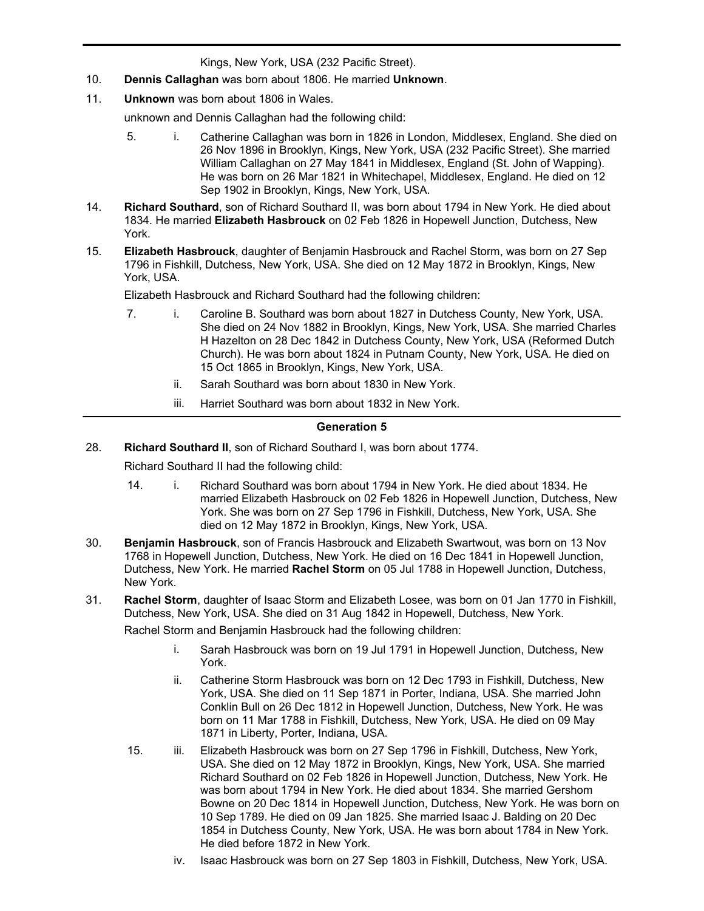Kings, New York, USA (232 Pacific Street).

10. **Dennis Callaghan** was born about 1806. He married **Unknown**.

11. **Unknown** was born about 1806 in Wales.

    unknown and Dennis Callaghan had the following child:

    - 5. i. Catherine Callaghan was born in 1826 in London, Middlesex, England. She died on 26 Nov 1896 in Brooklyn, Kings, New York, USA (232 Pacific Street). She married William Callaghan on 27 May 1841 in Middlesex, England (St. John of Wapping). He was born on 26 Mar 1821 in Whitechapel, Middlesex, England. He died on 12 Sep 1902 in Brooklyn, Kings, New York, USA.

14. **Richard Southard**, son of Richard Southard II, was born about 1794 in New York. He died about 1834. He married **Elizabeth Hasbrouck** on 02 Feb 1826 in Hopewell Junction, Dutchess, New York.

15. **Elizabeth Hasbrouck**, daughter of Benjamin Hasbrouck and Rachel Storm, was born on 27 Sep 1796 in Fishkill, Dutchess, New York, USA. She died on 12 May 1872 in Brooklyn, Kings, New York, USA.

    Elizabeth Hasbrouck and Richard Southard had the following children:

    - 7. i. Caroline B. Southard was born about 1827 in Dutchess County, New York, USA. She died on 24 Nov 1882 in Brooklyn, Kings, New York, USA. She married Charles H Hazelton on 28 Dec 1842 in Dutchess County, New York, USA (Reformed Dutch Church). He was born about 1824 in Putnam County, New York, USA. He died on 15 Oct 1865 in Brooklyn, Kings, New York, USA.
    - ii. Sarah Southard was born about 1830 in New York.
    - iii. Harriet Southard was born about 1832 in New York.

## Generation 5

28. **Richard Southard II**, son of Richard Southard I, was born about 1774.

    Richard Southard II had the following child:

    - 14. i. Richard Southard was born about 1794 in New York. He died about 1834. He married Elizabeth Hasbrouck on 02 Feb 1826 in Hopewell Junction, Dutchess, New York. She was born on 27 Sep 1796 in Fishkill, Dutchess, New York, USA. She died on 12 May 1872 in Brooklyn, Kings, New York, USA.

30. **Benjamin Hasbrouck**, son of Francis Hasbrouck and Elizabeth Swartwout, was born on 13 Nov 1768 in Hopewell Junction, Dutchess, New York. He died on 16 Dec 1841 in Hopewell Junction, Dutchess, New York. He married **Rachel Storm** on 05 Jul 1788 in Hopewell Junction, Dutchess, New York.

31. **Rachel Storm**, daughter of Isaac Storm and Elizabeth Losee, was born on 01 Jan 1770 in Fishkill, Dutchess, New York, USA. She died on 31 Aug 1842 in Hopewell, Dutchess, New York.

    Rachel Storm and Benjamin Hasbrouck had the following children:

    - i. Sarah Hasbrouck was born on 19 Jul 1791 in Hopewell Junction, Dutchess, New York.
    - ii. Catherine Storm Hasbrouck was born on 12 Dec 1793 in Fishkill, Dutchess, New York, USA. She died on 11 Sep 1871 in Porter, Indiana, USA. She married John Conklin Bull on 26 Dec 1812 in Hopewell Junction, Dutchess, New York. He was born on 11 Mar 1788 in Fishkill, Dutchess, New York, USA. He died on 09 May 1871 in Liberty, Porter, Indiana, USA.
    - 15. iii. Elizabeth Hasbrouck was born on 27 Sep 1796 in Fishkill, Dutchess, New York, USA. She died on 12 May 1872 in Brooklyn, Kings, New York, USA. She married Richard Southard on 02 Feb 1826 in Hopewell Junction, Dutchess, New York. He was born about 1794 in New York. He died about 1834. She married Gershom Bowne on 20 Dec 1814 in Hopewell Junction, Dutchess, New York. He was born on 10 Sep 1789. He died on 09 Jan 1825. She married Isaac J. Balding on 20 Dec 1854 in Dutchess County, New York, USA. He was born about 1784 in New York. He died before 1872 in New York.
    - iv. Isaac Hasbrouck was born on 27 Sep 1803 in Fishkill, Dutchess, New York, USA.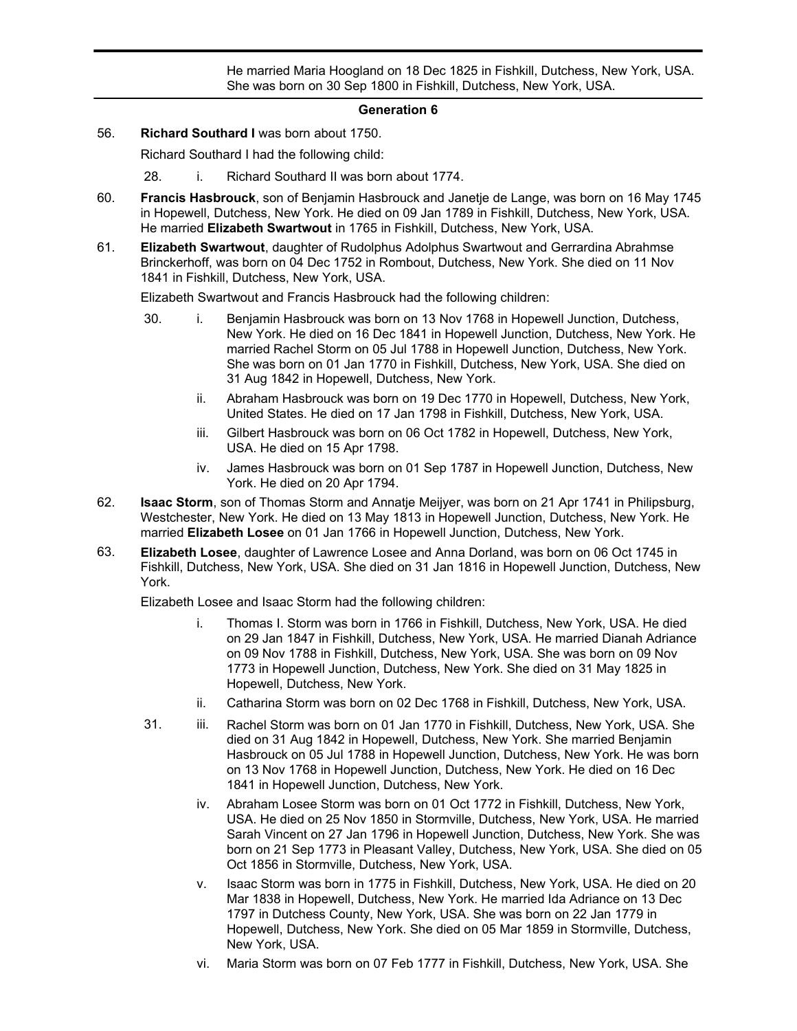He married Maria Hoogland on 18 Dec 1825 in Fishkill, Dutchess, New York, USA. She was born on 30 Sep 1800 in Fishkill, Dutchess, New York, USA.

## Generation 6

56. **Richard Southard I** was born about 1750.

    Richard Southard I had the following child:

    28. i. Richard Southard II was born about 1774.

60. **Francis Hasbrouck**, son of Benjamin Hasbrouck and Janetje de Lange, was born on 16 May 1745 in Hopewell, Dutchess, New York. He died on 09 Jan 1789 in Fishkill, Dutchess, New York, USA. He married **Elizabeth Swartwout** in 1765 in Fishkill, Dutchess, New York, USA.

61. **Elizabeth Swartwout**, daughter of Rudolphus Adolphus Swartwout and Gerrardina Abrahmse Brinckerhoff, was born on 04 Dec 1752 in Rombout, Dutchess, New York. She died on 11 Nov 1841 in Fishkill, Dutchess, New York, USA.

    Elizabeth Swartwout and Francis Hasbrouck had the following children:

    30. i. Benjamin Hasbrouck was born on 13 Nov 1768 in Hopewell Junction, Dutchess, New York. He died on 16 Dec 1841 in Hopewell Junction, Dutchess, New York. He married Rachel Storm on 05 Jul 1788 in Hopewell Junction, Dutchess, New York. She was born on 01 Jan 1770 in Fishkill, Dutchess, New York, USA. She died on 31 Aug 1842 in Hopewell, Dutchess, New York.

    ii. Abraham Hasbrouck was born on 19 Dec 1770 in Hopewell, Dutchess, New York, United States. He died on 17 Jan 1798 in Fishkill, Dutchess, New York, USA.

    iii. Gilbert Hasbrouck was born on 06 Oct 1782 in Hopewell, Dutchess, New York, USA. He died on 15 Apr 1798.

    iv. James Hasbrouck was born on 01 Sep 1787 in Hopewell Junction, Dutchess, New York. He died on 20 Apr 1794.

62. **Isaac Storm**, son of Thomas Storm and Annatje Meijyer, was born on 21 Apr 1741 in Philipsburg, Westchester, New York. He died on 13 May 1813 in Hopewell Junction, Dutchess, New York. He married **Elizabeth Losee** on 01 Jan 1766 in Hopewell Junction, Dutchess, New York.

63. **Elizabeth Losee**, daughter of Lawrence Losee and Anna Dorland, was born on 06 Oct 1745 in Fishkill, Dutchess, New York, USA. She died on 31 Jan 1816 in Hopewell Junction, Dutchess, New York.

    Elizabeth Losee and Isaac Storm had the following children:

    i. Thomas I. Storm was born in 1766 in Fishkill, Dutchess, New York, USA. He died on 29 Jan 1847 in Fishkill, Dutchess, New York, USA. He married Dianah Adriance on 09 Nov 1788 in Fishkill, Dutchess, New York, USA. She was born on 09 Nov 1773 in Hopewell Junction, Dutchess, New York. She died on 31 May 1825 in Hopewell, Dutchess, New York.

    ii. Catharina Storm was born on 02 Dec 1768 in Fishkill, Dutchess, New York, USA.

    31. iii. Rachel Storm was born on 01 Jan 1770 in Fishkill, Dutchess, New York, USA. She died on 31 Aug 1842 in Hopewell, Dutchess, New York. She married Benjamin Hasbrouck on 05 Jul 1788 in Hopewell Junction, Dutchess, New York. He was born on 13 Nov 1768 in Hopewell Junction, Dutchess, New York. He died on 16 Dec 1841 in Hopewell Junction, Dutchess, New York.

    iv. Abraham Losee Storm was born on 01 Oct 1772 in Fishkill, Dutchess, New York, USA. He died on 25 Nov 1850 in Stormville, Dutchess, New York, USA. He married Sarah Vincent on 27 Jan 1796 in Hopewell Junction, Dutchess, New York. She was born on 21 Sep 1773 in Pleasant Valley, Dutchess, New York, USA. She died on 05 Oct 1856 in Stormville, Dutchess, New York, USA.

    v. Isaac Storm was born in 1775 in Fishkill, Dutchess, New York, USA. He died on 20 Mar 1838 in Hopewell, Dutchess, New York. He married Ida Adriance on 13 Dec 1797 in Dutchess County, New York, USA. She was born on 22 Jan 1779 in Hopewell, Dutchess, New York. She died on 05 Mar 1859 in Stormville, Dutchess, New York, USA.

    vi. Maria Storm was born on 07 Feb 1777 in Fishkill, Dutchess, New York, USA. She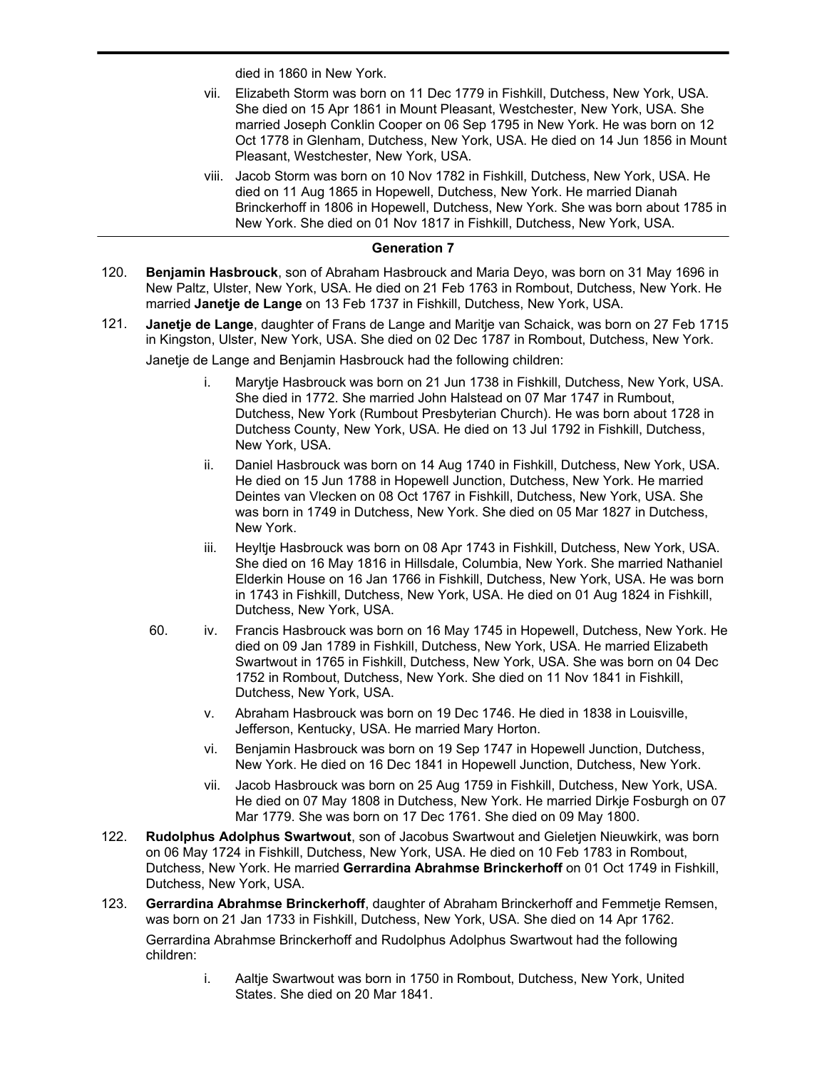died in 1860 in New York.

vii. Elizabeth Storm was born on 11 Dec 1779 in Fishkill, Dutchess, New York, USA. She died on 15 Apr 1861 in Mount Pleasant, Westchester, New York, USA. She married Joseph Conklin Cooper on 06 Sep 1795 in New York. He was born on 12 Oct 1778 in Glenham, Dutchess, New York, USA. He died on 14 Jun 1856 in Mount Pleasant, Westchester, New York, USA.

viii. Jacob Storm was born on 10 Nov 1782 in Fishkill, Dutchess, New York, USA. He died on 11 Aug 1865 in Hopewell, Dutchess, New York. He married Dianah Brinckerhoff in 1806 in Hopewell, Dutchess, New York. She was born about 1785 in New York. She died on 01 Nov 1817 in Fishkill, Dutchess, New York, USA.

## Generation 7

120. **Benjamin Hasbrouck**, son of Abraham Hasbrouck and Maria Deyo, was born on 31 May 1696 in New Paltz, Ulster, New York, USA. He died on 21 Feb 1763 in Rombout, Dutchess, New York. He married **Janetje de Lange** on 13 Feb 1737 in Fishkill, Dutchess, New York, USA.

121. **Janetje de Lange**, daughter of Frans de Lange and Maritje van Schaick, was born on 27 Feb 1715 in Kingston, Ulster, New York, USA. She died on 02 Dec 1787 in Rombout, Dutchess, New York.

Janetje de Lange and Benjamin Hasbrouck had the following children:

i. Marytje Hasbrouck was born on 21 Jun 1738 in Fishkill, Dutchess, New York, USA. She died in 1772. She married John Halstead on 07 Mar 1747 in Rumbout, Dutchess, New York (Rumbout Presbyterian Church). He was born about 1728 in Dutchess County, New York, USA. He died on 13 Jul 1792 in Fishkill, Dutchess, New York, USA.

ii. Daniel Hasbrouck was born on 14 Aug 1740 in Fishkill, Dutchess, New York, USA. He died on 15 Jun 1788 in Hopewell Junction, Dutchess, New York. He married Deintes van Vlecken on 08 Oct 1767 in Fishkill, Dutchess, New York, USA. She was born in 1749 in Dutchess, New York. She died on 05 Mar 1827 in Dutchess, New York.

iii. Heyltje Hasbrouck was born on 08 Apr 1743 in Fishkill, Dutchess, New York, USA. She died on 16 May 1816 in Hillsdale, Columbia, New York. She married Nathaniel Elderkin House on 16 Jan 1766 in Fishkill, Dutchess, New York, USA. He was born in 1743 in Fishkill, Dutchess, New York, USA. He died on 01 Aug 1824 in Fishkill, Dutchess, New York, USA.

60. iv. Francis Hasbrouck was born on 16 May 1745 in Hopewell, Dutchess, New York. He died on 09 Jan 1789 in Fishkill, Dutchess, New York, USA. He married Elizabeth Swartwout in 1765 in Fishkill, Dutchess, New York, USA. She was born on 04 Dec 1752 in Rombout, Dutchess, New York. She died on 11 Nov 1841 in Fishkill, Dutchess, New York, USA.

v. Abraham Hasbrouck was born on 19 Dec 1746. He died in 1838 in Louisville, Jefferson, Kentucky, USA. He married Mary Horton.

vi. Benjamin Hasbrouck was born on 19 Sep 1747 in Hopewell Junction, Dutchess, New York. He died on 16 Dec 1841 in Hopewell Junction, Dutchess, New York.

vii. Jacob Hasbrouck was born on 25 Aug 1759 in Fishkill, Dutchess, New York, USA. He died on 07 May 1808 in Dutchess, New York. He married Dirkje Fosburgh on 07 Mar 1779. She was born on 17 Dec 1761. She died on 09 May 1800.

122. **Rudolphus Adolphus Swartwout**, son of Jacobus Swartwout and Gieletjen Nieuwkirk, was born on 06 May 1724 in Fishkill, Dutchess, New York, USA. He died on 10 Feb 1783 in Rombout, Dutchess, New York. He married **Gerrardina Abrahmse Brinckerhoff** on 01 Oct 1749 in Fishkill, Dutchess, New York, USA.

123. **Gerrardina Abrahmse Brinckerhoff**, daughter of Abraham Brinckerhoff and Femmetje Remsen, was born on 21 Jan 1733 in Fishkill, Dutchess, New York, USA. She died on 14 Apr 1762.

Gerrardina Abrahmse Brinckerhoff and Rudolphus Adolphus Swartwout had the following children:

i. Aaltje Swartwout was born in 1750 in Rombout, Dutchess, New York, United States. She died on 20 Mar 1841.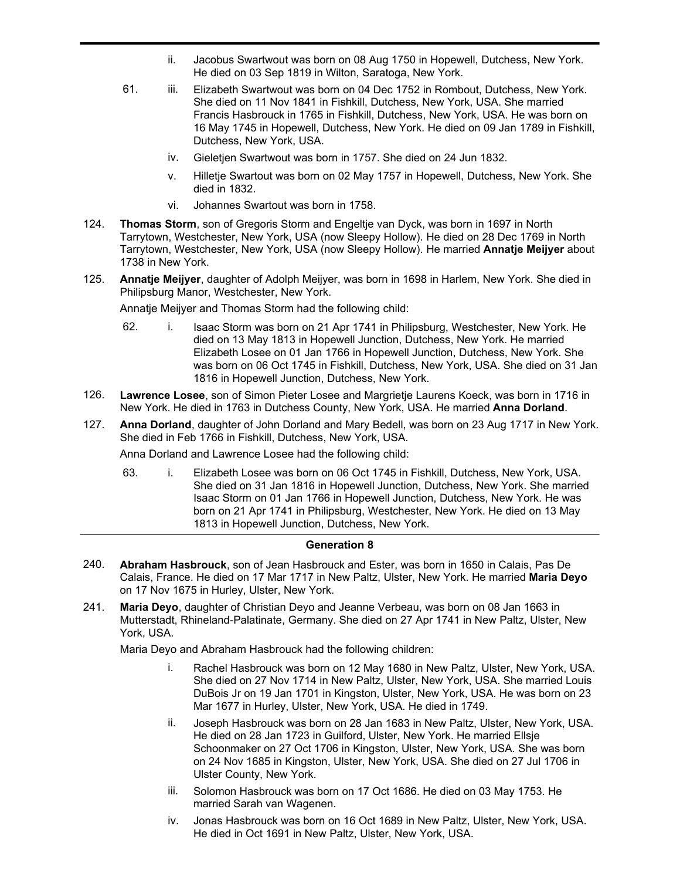ii. Jacobus Swartwout was born on 08 Aug 1750 in Hopewell, Dutchess, New York. He died on 03 Sep 1819 in Wilton, Saratoga, New York.

61. iii. Elizabeth Swartwout was born on 04 Dec 1752 in Rombout, Dutchess, New York. She died on 11 Nov 1841 in Fishkill, Dutchess, New York, USA. She married Francis Hasbrouck in 1765 in Fishkill, Dutchess, New York, USA. He was born on 16 May 1745 in Hopewell, Dutchess, New York. He died on 09 Jan 1789 in Fishkill, Dutchess, New York, USA.

iv. Gieletjen Swartwout was born in 1757. She died on 24 Jun 1832.

v. Hilletje Swartout was born on 02 May 1757 in Hopewell, Dutchess, New York. She died in 1832.

vi. Johannes Swartout was born in 1758.

124. **Thomas Storm**, son of Gregoris Storm and Engeltje van Dyck, was born in 1697 in North Tarrytown, Westchester, New York, USA (now Sleepy Hollow). He died on 28 Dec 1769 in North Tarrytown, Westchester, New York, USA (now Sleepy Hollow). He married **Annatje Meijyer** about 1738 in New York.

125. **Annatje Meijyer**, daughter of Adolph Meijyer, was born in 1698 in Harlem, New York. She died in Philipsburg Manor, Westchester, New York.

Annatje Meijyer and Thomas Storm had the following child:

62. i. Isaac Storm was born on 21 Apr 1741 in Philipsburg, Westchester, New York. He died on 13 May 1813 in Hopewell Junction, Dutchess, New York. He married Elizabeth Losee on 01 Jan 1766 in Hopewell Junction, Dutchess, New York. She was born on 06 Oct 1745 in Fishkill, Dutchess, New York, USA. She died on 31 Jan 1816 in Hopewell Junction, Dutchess, New York.

126. **Lawrence Losee**, son of Simon Pieter Losee and Margrietje Laurens Koeck, was born in 1716 in New York. He died in 1763 in Dutchess County, New York, USA. He married **Anna Dorland**.

127. **Anna Dorland**, daughter of John Dorland and Mary Bedell, was born on 23 Aug 1717 in New York. She died in Feb 1766 in Fishkill, Dutchess, New York, USA.

Anna Dorland and Lawrence Losee had the following child:

63. i. Elizabeth Losee was born on 06 Oct 1745 in Fishkill, Dutchess, New York, USA. She died on 31 Jan 1816 in Hopewell Junction, Dutchess, New York. She married Isaac Storm on 01 Jan 1766 in Hopewell Junction, Dutchess, New York. He was born on 21 Apr 1741 in Philipsburg, Westchester, New York. He died on 13 May 1813 in Hopewell Junction, Dutchess, New York.

## Generation 8

240. **Abraham Hasbrouck**, son of Jean Hasbrouck and Ester, was born in 1650 in Calais, Pas De Calais, France. He died on 17 Mar 1717 in New Paltz, Ulster, New York. He married **Maria Deyo** on 17 Nov 1675 in Hurley, Ulster, New York.

241. **Maria Deyo**, daughter of Christian Deyo and Jeanne Verbeau, was born on 08 Jan 1663 in Mutterstadt, Rhineland-Palatinate, Germany. She died on 27 Apr 1741 in New Paltz, Ulster, New York, USA.

Maria Deyo and Abraham Hasbrouck had the following children:

i. Rachel Hasbrouck was born on 12 May 1680 in New Paltz, Ulster, New York, USA. She died on 27 Nov 1714 in New Paltz, Ulster, New York, USA. She married Louis DuBois Jr on 19 Jan 1701 in Kingston, Ulster, New York, USA. He was born on 23 Mar 1677 in Hurley, Ulster, New York, USA. He died in 1749.

ii. Joseph Hasbrouck was born on 28 Jan 1683 in New Paltz, Ulster, New York, USA. He died on 28 Jan 1723 in Guilford, Ulster, New York. He married Ellsje Schoonmaker on 27 Oct 1706 in Kingston, Ulster, New York, USA. She was born on 24 Nov 1685 in Kingston, Ulster, New York, USA. She died on 27 Jul 1706 in Ulster County, New York.

iii. Solomon Hasbrouck was born on 17 Oct 1686. He died on 03 May 1753. He married Sarah van Wagenen.

iv. Jonas Hasbrouck was born on 16 Oct 1689 in New Paltz, Ulster, New York, USA. He died in Oct 1691 in New Paltz, Ulster, New York, USA.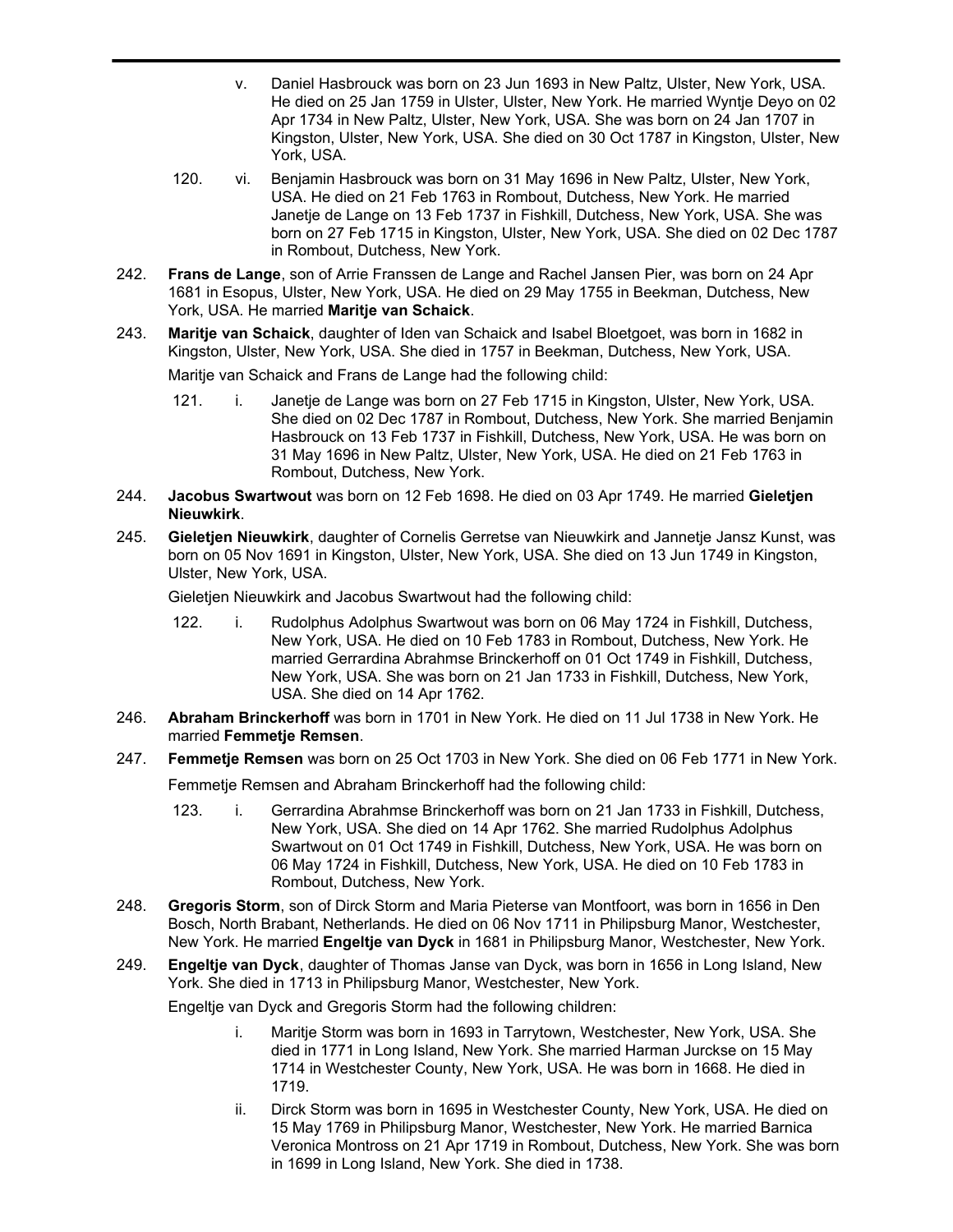v. Daniel Hasbrouck was born on 23 Jun 1693 in New Paltz, Ulster, New York, USA. He died on 25 Jan 1759 in Ulster, Ulster, New York. He married Wyntje Deyo on 02 Apr 1734 in New Paltz, Ulster, New York, USA. She was born on 24 Jan 1707 in Kingston, Ulster, New York, USA. She died on 30 Oct 1787 in Kingston, Ulster, New York, USA.

120. vi. Benjamin Hasbrouck was born on 31 May 1696 in New Paltz, Ulster, New York, USA. He died on 21 Feb 1763 in Rombout, Dutchess, New York. He married Janetje de Lange on 13 Feb 1737 in Fishkill, Dutchess, New York, USA. She was born on 27 Feb 1715 in Kingston, Ulster, New York, USA. She died on 02 Dec 1787 in Rombout, Dutchess, New York.

242. **Frans de Lange**, son of Arrie Franssen de Lange and Rachel Jansen Pier, was born on 24 Apr 1681 in Esopus, Ulster, New York, USA. He died on 29 May 1755 in Beekman, Dutchess, New York, USA. He married **Maritje van Schaick**.

243. **Maritje van Schaick**, daughter of Iden van Schaick and Isabel Bloetgoet, was born in 1682 in Kingston, Ulster, New York, USA. She died in 1757 in Beekman, Dutchess, New York, USA.

Maritje van Schaick and Frans de Lange had the following child:

121. i. Janetje de Lange was born on 27 Feb 1715 in Kingston, Ulster, New York, USA. She died on 02 Dec 1787 in Rombout, Dutchess, New York. She married Benjamin Hasbrouck on 13 Feb 1737 in Fishkill, Dutchess, New York, USA. He was born on 31 May 1696 in New Paltz, Ulster, New York, USA. He died on 21 Feb 1763 in Rombout, Dutchess, New York.

244. **Jacobus Swartwout** was born on 12 Feb 1698. He died on 03 Apr 1749. He married **Gieletjen Nieuwkirk**.

245. **Gieletjen Nieuwkirk**, daughter of Cornelis Gerretse van Nieuwkirk and Jannetje Jansz Kunst, was born on 05 Nov 1691 in Kingston, Ulster, New York, USA. She died on 13 Jun 1749 in Kingston, Ulster, New York, USA.

Gieletjen Nieuwkirk and Jacobus Swartwout had the following child:

122. i. Rudolphus Adolphus Swartwout was born on 06 May 1724 in Fishkill, Dutchess, New York, USA. He died on 10 Feb 1783 in Rombout, Dutchess, New York. He married Gerrardina Abrahmse Brinckerhoff on 01 Oct 1749 in Fishkill, Dutchess, New York, USA. She was born on 21 Jan 1733 in Fishkill, Dutchess, New York, USA. She died on 14 Apr 1762.

246. **Abraham Brinckerhoff** was born in 1701 in New York. He died on 11 Jul 1738 in New York. He married **Femmetje Remsen**.

247. **Femmetje Remsen** was born on 25 Oct 1703 in New York. She died on 06 Feb 1771 in New York.

Femmetje Remsen and Abraham Brinckerhoff had the following child:

123. i. Gerrardina Abrahmse Brinckerhoff was born on 21 Jan 1733 in Fishkill, Dutchess, New York, USA. She died on 14 Apr 1762. She married Rudolphus Adolphus Swartwout on 01 Oct 1749 in Fishkill, Dutchess, New York, USA. He was born on 06 May 1724 in Fishkill, Dutchess, New York, USA. He died on 10 Feb 1783 in Rombout, Dutchess, New York.

248. **Gregoris Storm**, son of Dirck Storm and Maria Pieterse van Montfoort, was born in 1656 in Den Bosch, North Brabant, Netherlands. He died on 06 Nov 1711 in Philipsburg Manor, Westchester, New York. He married **Engeltje van Dyck** in 1681 in Philipsburg Manor, Westchester, New York.

249. **Engeltje van Dyck**, daughter of Thomas Janse van Dyck, was born in 1656 in Long Island, New York. She died in 1713 in Philipsburg Manor, Westchester, New York.

Engeltje van Dyck and Gregoris Storm had the following children:

i. Maritje Storm was born in 1693 in Tarrytown, Westchester, New York, USA. She died in 1771 in Long Island, New York. She married Harman Jurckse on 15 May 1714 in Westchester County, New York, USA. He was born in 1668. He died in 1719.

ii. Dirck Storm was born in 1695 in Westchester County, New York, USA. He died on 15 May 1769 in Philipsburg Manor, Westchester, New York. He married Barnica Veronica Montross on 21 Apr 1719 in Rombout, Dutchess, New York. She was born in 1699 in Long Island, New York. She died in 1738.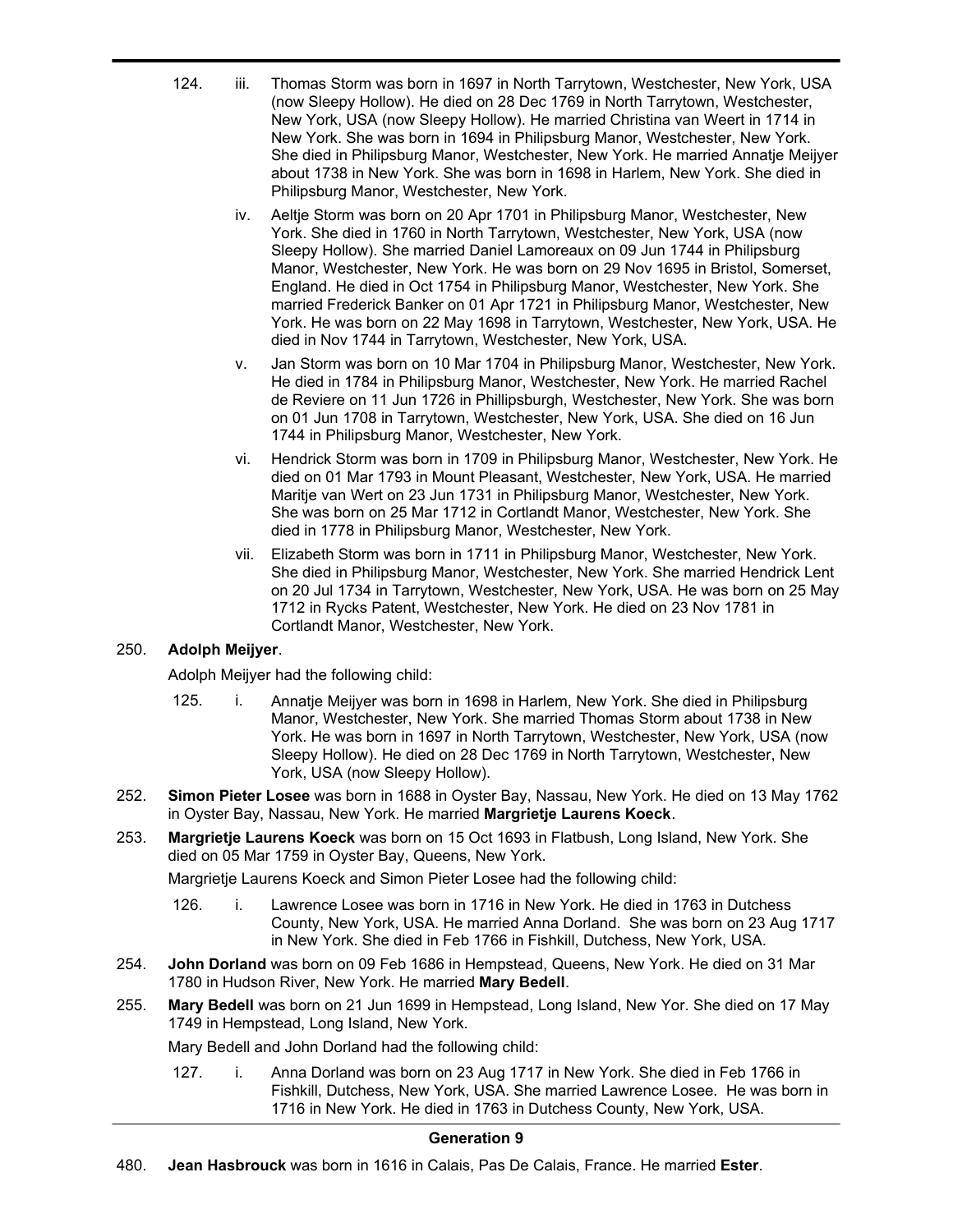124. iii. Thomas Storm was born in 1697 in North Tarrytown, Westchester, New York, USA (now Sleepy Hollow). He died on 28 Dec 1769 in North Tarrytown, Westchester, New York, USA (now Sleepy Hollow). He married Christina van Weert in 1714 in New York. She was born in 1694 in Philipsburg Manor, Westchester, New York. She died in Philipsburg Manor, Westchester, New York. He married Annatje Meijyer about 1738 in New York. She was born in 1698 in Harlem, New York. She died in Philipsburg Manor, Westchester, New York.

iv. Aeltje Storm was born on 20 Apr 1701 in Philipsburg Manor, Westchester, New York. She died in 1760 in North Tarrytown, Westchester, New York, USA (now Sleepy Hollow). She married Daniel Lamoreaux on 09 Jun 1744 in Philipsburg Manor, Westchester, New York. He was born on 29 Nov 1695 in Bristol, Somerset, England. He died in Oct 1754 in Philipsburg Manor, Westchester, New York. She married Frederick Banker on 01 Apr 1721 in Philipsburg Manor, Westchester, New York. He was born on 22 May 1698 in Tarrytown, Westchester, New York, USA. He died in Nov 1744 in Tarrytown, Westchester, New York, USA.

v. Jan Storm was born on 10 Mar 1704 in Philipsburg Manor, Westchester, New York. He died in 1784 in Philipsburg Manor, Westchester, New York. He married Rachel de Reviere on 11 Jun 1726 in Phillipsburgh, Westchester, New York. She was born on 01 Jun 1708 in Tarrytown, Westchester, New York, USA. She died on 16 Jun 1744 in Philipsburg Manor, Westchester, New York.

vi. Hendrick Storm was born in 1709 in Philipsburg Manor, Westchester, New York. He died on 01 Mar 1793 in Mount Pleasant, Westchester, New York, USA. He married Maritje van Wert on 23 Jun 1731 in Philipsburg Manor, Westchester, New York. She was born on 25 Mar 1712 in Cortlandt Manor, Westchester, New York. She died in 1778 in Philipsburg Manor, Westchester, New York.

vii. Elizabeth Storm was born in 1711 in Philipsburg Manor, Westchester, New York. She died in Philipsburg Manor, Westchester, New York. She married Hendrick Lent on 20 Jul 1734 in Tarrytown, Westchester, New York, USA. He was born on 25 May 1712 in Rycks Patent, Westchester, New York. He died on 23 Nov 1781 in Cortlandt Manor, Westchester, New York.

250. **Adolph Meijyer**.

Adolph Meijyer had the following child:

125. i. Annatje Meijyer was born in 1698 in Harlem, New York. She died in Philipsburg Manor, Westchester, New York. She married Thomas Storm about 1738 in New York. He was born in 1697 in North Tarrytown, Westchester, New York, USA (now Sleepy Hollow). He died on 28 Dec 1769 in North Tarrytown, Westchester, New York, USA (now Sleepy Hollow).

252. **Simon Pieter Losee** was born in 1688 in Oyster Bay, Nassau, New York. He died on 13 May 1762 in Oyster Bay, Nassau, New York. He married **Margrietje Laurens Koeck**.

253. **Margrietje Laurens Koeck** was born on 15 Oct 1693 in Flatbush, Long Island, New York. She died on 05 Mar 1759 in Oyster Bay, Queens, New York.

Margrietje Laurens Koeck and Simon Pieter Losee had the following child:

126. i. Lawrence Losee was born in 1716 in New York. He died in 1763 in Dutchess County, New York, USA. He married Anna Dorland. She was born on 23 Aug 1717 in New York. She died in Feb 1766 in Fishkill, Dutchess, New York, USA.

254. **John Dorland** was born on 09 Feb 1686 in Hempstead, Queens, New York. He died on 31 Mar 1780 in Hudson River, New York. He married **Mary Bedell**.

255. **Mary Bedell** was born on 21 Jun 1699 in Hempstead, Long Island, New Yor. She died on 17 May 1749 in Hempstead, Long Island, New York.

Mary Bedell and John Dorland had the following child:

127. i. Anna Dorland was born on 23 Aug 1717 in New York. She died in Feb 1766 in Fishkill, Dutchess, New York, USA. She married Lawrence Losee. He was born in 1716 in New York. He died in 1763 in Dutchess County, New York, USA.

## Generation 9

480. **Jean Hasbrouck** was born in 1616 in Calais, Pas De Calais, France. He married **Ester**.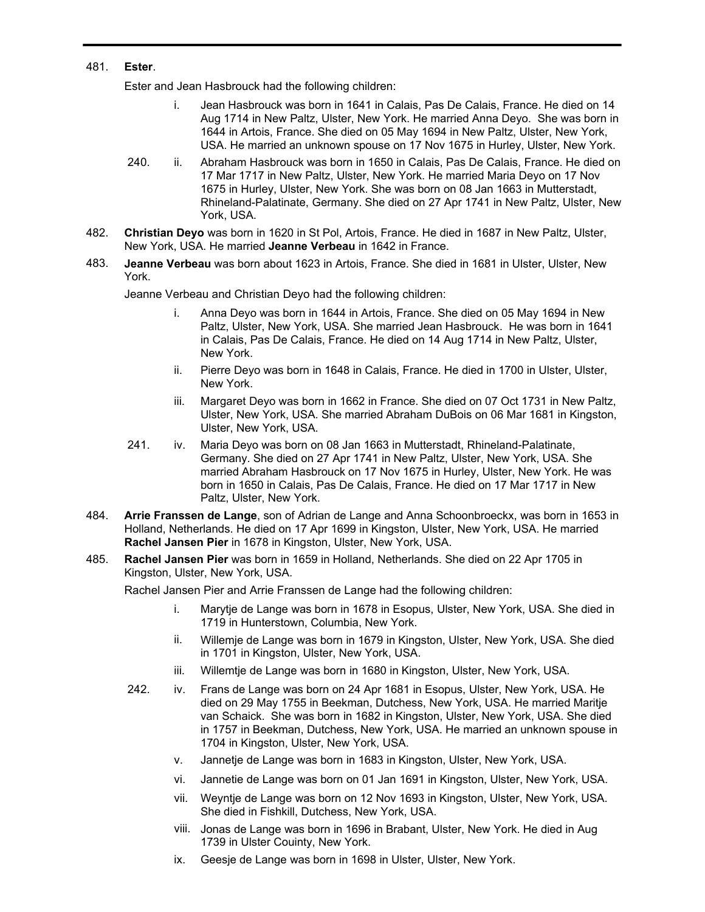481. **Ester**.

Ester and Jean Hasbrouck had the following children:

- i. Jean Hasbrouck was born in 1641 in Calais, Pas De Calais, France. He died on 14 Aug 1714 in New Paltz, Ulster, New York. He married Anna Deyo. She was born in 1644 in Artois, France. She died on 05 May 1694 in New Paltz, Ulster, New York, USA. He married an unknown spouse on 17 Nov 1675 in Hurley, Ulster, New York.
- 240. ii. Abraham Hasbrouck was born in 1650 in Calais, Pas De Calais, France. He died on 17 Mar 1717 in New Paltz, Ulster, New York. He married Maria Deyo on 17 Nov 1675 in Hurley, Ulster, New York. She was born on 08 Jan 1663 in Mutterstadt, Rhineland-Palatinate, Germany. She died on 27 Apr 1741 in New Paltz, Ulster, New York, USA.

482. **Christian Deyo** was born in 1620 in St Pol, Artois, France. He died in 1687 in New Paltz, Ulster, New York, USA. He married **Jeanne Verbeau** in 1642 in France.

483. **Jeanne Verbeau** was born about 1623 in Artois, France. She died in 1681 in Ulster, Ulster, New York.

Jeanne Verbeau and Christian Deyo had the following children:

- i. Anna Deyo was born in 1644 in Artois, France. She died on 05 May 1694 in New Paltz, Ulster, New York, USA. She married Jean Hasbrouck. He was born in 1641 in Calais, Pas De Calais, France. He died on 14 Aug 1714 in New Paltz, Ulster, New York.
- ii. Pierre Deyo was born in 1648 in Calais, France. He died in 1700 in Ulster, Ulster, New York.
- iii. Margaret Deyo was born in 1662 in France. She died on 07 Oct 1731 in New Paltz, Ulster, New York, USA. She married Abraham DuBois on 06 Mar 1681 in Kingston, Ulster, New York, USA.
- 241. iv. Maria Deyo was born on 08 Jan 1663 in Mutterstadt, Rhineland-Palatinate, Germany. She died on 27 Apr 1741 in New Paltz, Ulster, New York, USA. She married Abraham Hasbrouck on 17 Nov 1675 in Hurley, Ulster, New York. He was born in 1650 in Calais, Pas De Calais, France. He died on 17 Mar 1717 in New Paltz, Ulster, New York.

484. **Arrie Franssen de Lange**, son of Adrian de Lange and Anna Schoonbroeckx, was born in 1653 in Holland, Netherlands. He died on 17 Apr 1699 in Kingston, Ulster, New York, USA. He married **Rachel Jansen Pier** in 1678 in Kingston, Ulster, New York, USA.

485. **Rachel Jansen Pier** was born in 1659 in Holland, Netherlands. She died on 22 Apr 1705 in Kingston, Ulster, New York, USA.

Rachel Jansen Pier and Arrie Franssen de Lange had the following children:

- i. Marytje de Lange was born in 1678 in Esopus, Ulster, New York, USA. She died in 1719 in Hunterstown, Columbia, New York.
- ii. Willemje de Lange was born in 1679 in Kingston, Ulster, New York, USA. She died in 1701 in Kingston, Ulster, New York, USA.
- iii. Willemtje de Lange was born in 1680 in Kingston, Ulster, New York, USA.
- 242. iv. Frans de Lange was born on 24 Apr 1681 in Esopus, Ulster, New York, USA. He died on 29 May 1755 in Beekman, Dutchess, New York, USA. He married Maritje van Schaick. She was born in 1682 in Kingston, Ulster, New York, USA. She died in 1757 in Beekman, Dutchess, New York, USA. He married an unknown spouse in 1704 in Kingston, Ulster, New York, USA.
- v. Jannetje de Lange was born in 1683 in Kingston, Ulster, New York, USA.
- vi. Jannetie de Lange was born on 01 Jan 1691 in Kingston, Ulster, New York, USA.
- vii. Weyntje de Lange was born on 12 Nov 1693 in Kingston, Ulster, New York, USA. She died in Fishkill, Dutchess, New York, USA.
- viii. Jonas de Lange was born in 1696 in Brabant, Ulster, New York. He died in Aug 1739 in Ulster Couinty, New York.
- ix. Geesje de Lange was born in 1698 in Ulster, Ulster, New York.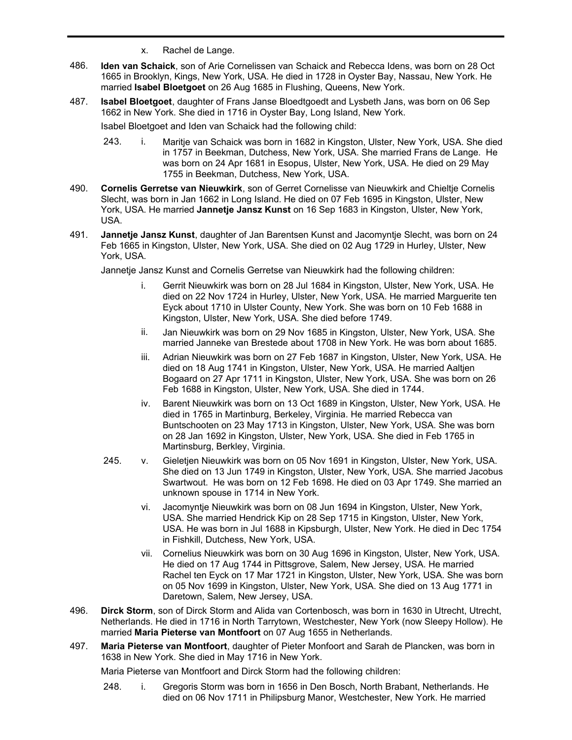x. Rachel de Lange.

486. **Iden van Schaick**, son of Arie Cornelissen van Schaick and Rebecca Idens, was born on 28 Oct 1665 in Brooklyn, Kings, New York, USA. He died in 1728 in Oyster Bay, Nassau, New York. He married **Isabel Bloetgoet** on 26 Aug 1685 in Flushing, Queens, New York.

487. **Isabel Bloetgoet**, daughter of Frans Janse Bloedtgoedt and Lysbeth Jans, was born on 06 Sep 1662 in New York. She died in 1716 in Oyster Bay, Long Island, New York.

Isabel Bloetgoet and Iden van Schaick had the following child:

243. i. Maritje van Schaick was born in 1682 in Kingston, Ulster, New York, USA. She died in 1757 in Beekman, Dutchess, New York, USA. She married Frans de Lange. He was born on 24 Apr 1681 in Esopus, Ulster, New York, USA. He died on 29 May 1755 in Beekman, Dutchess, New York, USA.

490. **Cornelis Gerretse van Nieuwkirk**, son of Gerret Cornelisse van Nieuwkirk and Chieltje Cornelis Slecht, was born in Jan 1662 in Long Island. He died on 07 Feb 1695 in Kingston, Ulster, New York, USA. He married **Jannetje Jansz Kunst** on 16 Sep 1683 in Kingston, Ulster, New York, USA.

491. **Jannetje Jansz Kunst**, daughter of Jan Barentsen Kunst and Jacomyntje Slecht, was born on 24 Feb 1665 in Kingston, Ulster, New York, USA. She died on 02 Aug 1729 in Hurley, Ulster, New York, USA.

Jannetje Jansz Kunst and Cornelis Gerretse van Nieuwkirk had the following children:

i. Gerrit Nieuwkirk was born on 28 Jul 1684 in Kingston, Ulster, New York, USA. He died on 22 Nov 1724 in Hurley, Ulster, New York, USA. He married Marguerite ten Eyck about 1710 in Ulster County, New York. She was born on 10 Feb 1688 in Kingston, Ulster, New York, USA. She died before 1749.

ii. Jan Nieuwkirk was born on 29 Nov 1685 in Kingston, Ulster, New York, USA. She married Janneke van Brestede about 1708 in New York. He was born about 1685.

iii. Adrian Nieuwkirk was born on 27 Feb 1687 in Kingston, Ulster, New York, USA. He died on 18 Aug 1741 in Kingston, Ulster, New York, USA. He married Aaltjen Bogaard on 27 Apr 1711 in Kingston, Ulster, New York, USA. She was born on 26 Feb 1688 in Kingston, Ulster, New York, USA. She died in 1744.

iv. Barent Nieuwkirk was born on 13 Oct 1689 in Kingston, Ulster, New York, USA. He died in 1765 in Martinburg, Berkeley, Virginia. He married Rebecca van Buntschooten on 23 May 1713 in Kingston, Ulster, New York, USA. She was born on 28 Jan 1692 in Kingston, Ulster, New York, USA. She died in Feb 1765 in Martinsburg, Berkley, Virginia.

245. v. Gieletjen Nieuwkirk was born on 05 Nov 1691 in Kingston, Ulster, New York, USA. She died on 13 Jun 1749 in Kingston, Ulster, New York, USA. She married Jacobus Swartwout. He was born on 12 Feb 1698. He died on 03 Apr 1749. She married an unknown spouse in 1714 in New York.

vi. Jacomyntje Nieuwkirk was born on 08 Jun 1694 in Kingston, Ulster, New York, USA. She married Hendrick Kip on 28 Sep 1715 in Kingston, Ulster, New York, USA. He was born in Jul 1688 in Kipsburgh, Ulster, New York. He died in Dec 1754 in Fishkill, Dutchess, New York, USA.

vii. Cornelius Nieuwkirk was born on 30 Aug 1696 in Kingston, Ulster, New York, USA. He died on 17 Aug 1744 in Pittsgrove, Salem, New Jersey, USA. He married Rachel ten Eyck on 17 Mar 1721 in Kingston, Ulster, New York, USA. She was born on 05 Nov 1699 in Kingston, Ulster, New York, USA. She died on 13 Aug 1771 in Daretown, Salem, New Jersey, USA.

496. **Dirck Storm**, son of Dirck Storm and Alida van Cortenbosch, was born in 1630 in Utrecht, Utrecht, Netherlands. He died in 1716 in North Tarrytown, Westchester, New York (now Sleepy Hollow). He married **Maria Pieterse van Montfoort** on 07 Aug 1655 in Netherlands.

497. **Maria Pieterse van Montfoort**, daughter of Pieter Monfoort and Sarah de Plancken, was born in 1638 in New York. She died in May 1716 in New York.

Maria Pieterse van Montfoort and Dirck Storm had the following children:

248. i. Gregoris Storm was born in 1656 in Den Bosch, North Brabant, Netherlands. He died on 06 Nov 1711 in Philipsburg Manor, Westchester, New York. He married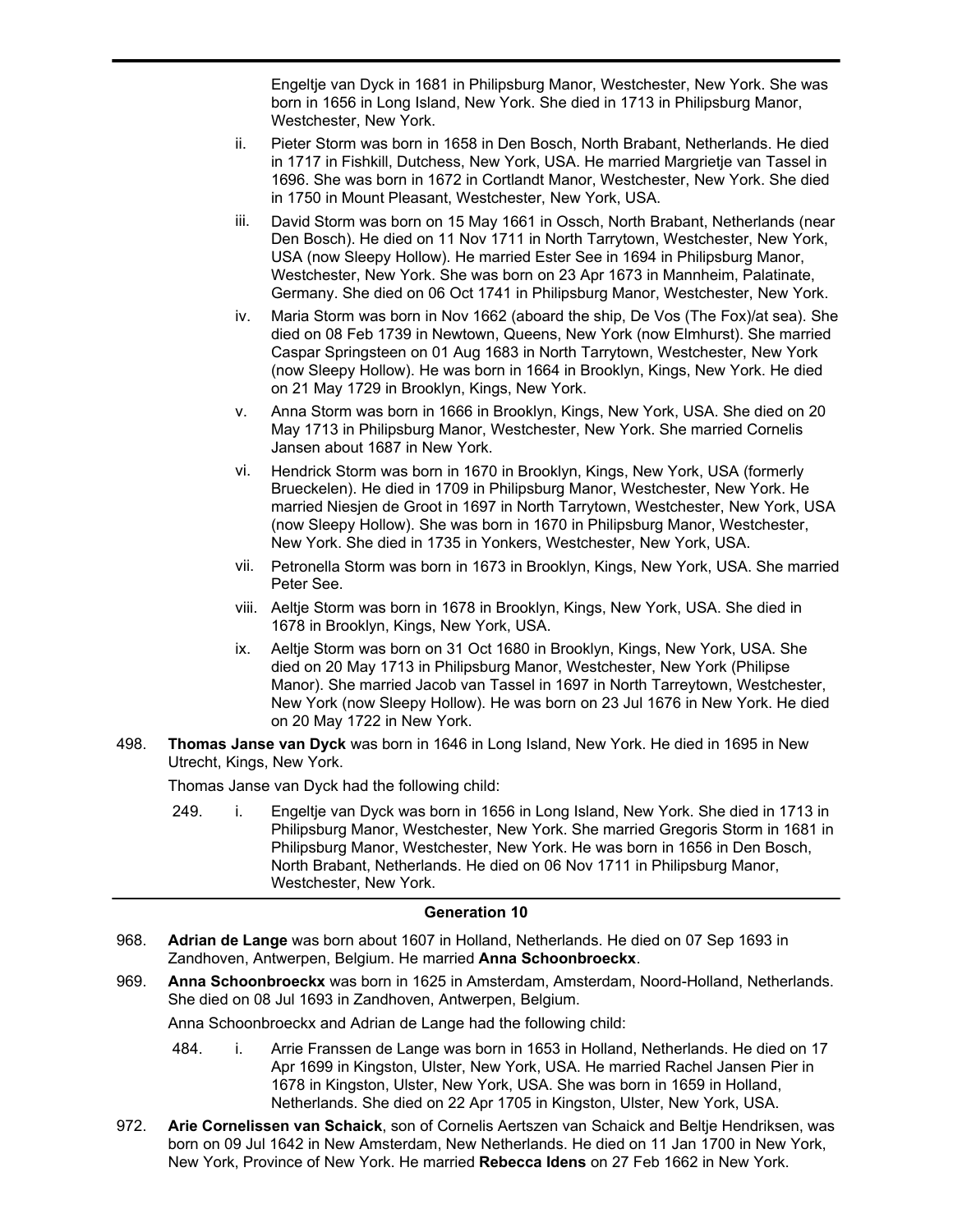Engeltje van Dyck in 1681 in Philipsburg Manor, Westchester, New York. She was born in 1656 in Long Island, New York. She died in 1713 in Philipsburg Manor, Westchester, New York.

ii. Pieter Storm was born in 1658 in Den Bosch, North Brabant, Netherlands. He died in 1717 in Fishkill, Dutchess, New York, USA. He married Margrietje van Tassel in 1696. She was born in 1672 in Cortlandt Manor, Westchester, New York. She died in 1750 in Mount Pleasant, Westchester, New York, USA.

iii. David Storm was born on 15 May 1661 in Ossch, North Brabant, Netherlands (near Den Bosch). He died on 11 Nov 1711 in North Tarrytown, Westchester, New York, USA (now Sleepy Hollow). He married Ester See in 1694 in Philipsburg Manor, Westchester, New York. She was born on 23 Apr 1673 in Mannheim, Palatinate, Germany. She died on 06 Oct 1741 in Philipsburg Manor, Westchester, New York.

iv. Maria Storm was born in Nov 1662 (aboard the ship, De Vos (The Fox)/at sea). She died on 08 Feb 1739 in Newtown, Queens, New York (now Elmhurst). She married Caspar Springsteen on 01 Aug 1683 in North Tarrytown, Westchester, New York (now Sleepy Hollow). He was born in 1664 in Brooklyn, Kings, New York. He died on 21 May 1729 in Brooklyn, Kings, New York.

v. Anna Storm was born in 1666 in Brooklyn, Kings, New York, USA. She died on 20 May 1713 in Philipsburg Manor, Westchester, New York. She married Cornelis Jansen about 1687 in New York.

vi. Hendrick Storm was born in 1670 in Brooklyn, Kings, New York, USA (formerly Brueckelen). He died in 1709 in Philipsburg Manor, Westchester, New York. He married Niesjen de Groot in 1697 in North Tarrytown, Westchester, New York, USA (now Sleepy Hollow). She was born in 1670 in Philipsburg Manor, Westchester, New York. She died in 1735 in Yonkers, Westchester, New York, USA.

vii. Petronella Storm was born in 1673 in Brooklyn, Kings, New York, USA. She married Peter See.

viii. Aeltje Storm was born in 1678 in Brooklyn, Kings, New York, USA. She died in 1678 in Brooklyn, Kings, New York, USA.

ix. Aeltje Storm was born on 31 Oct 1680 in Brooklyn, Kings, New York, USA. She died on 20 May 1713 in Philipsburg Manor, Westchester, New York (Philipse Manor). She married Jacob van Tassel in 1697 in North Tarreytown, Westchester, New York (now Sleepy Hollow). He was born on 23 Jul 1676 in New York. He died on 20 May 1722 in New York.

498. **Thomas Janse van Dyck** was born in 1646 in Long Island, New York. He died in 1695 in New Utrecht, Kings, New York.

Thomas Janse van Dyck had the following child:

249. i. Engeltje van Dyck was born in 1656 in Long Island, New York. She died in 1713 in Philipsburg Manor, Westchester, New York. She married Gregoris Storm in 1681 in Philipsburg Manor, Westchester, New York. He was born in 1656 in Den Bosch, North Brabant, Netherlands. He died on 06 Nov 1711 in Philipsburg Manor, Westchester, New York.

## Generation 10

968. **Adrian de Lange** was born about 1607 in Holland, Netherlands. He died on 07 Sep 1693 in Zandhoven, Antwerpen, Belgium. He married **Anna Schoonbroeckx**.

969. **Anna Schoonbroeckx** was born in 1625 in Amsterdam, Amsterdam, Noord-Holland, Netherlands. She died on 08 Jul 1693 in Zandhoven, Antwerpen, Belgium.

Anna Schoonbroeckx and Adrian de Lange had the following child:

484. i. Arrie Franssen de Lange was born in 1653 in Holland, Netherlands. He died on 17 Apr 1699 in Kingston, Ulster, New York, USA. He married Rachel Jansen Pier in 1678 in Kingston, Ulster, New York, USA. She was born in 1659 in Holland, Netherlands. She died on 22 Apr 1705 in Kingston, Ulster, New York, USA.

972. **Arie Cornelissen van Schaick**, son of Cornelis Aertszen van Schaick and Beltje Hendriksen, was born on 09 Jul 1642 in New Amsterdam, New Netherlands. He died on 11 Jan 1700 in New York, New York, Province of New York. He married **Rebecca Idens** on 27 Feb 1662 in New York.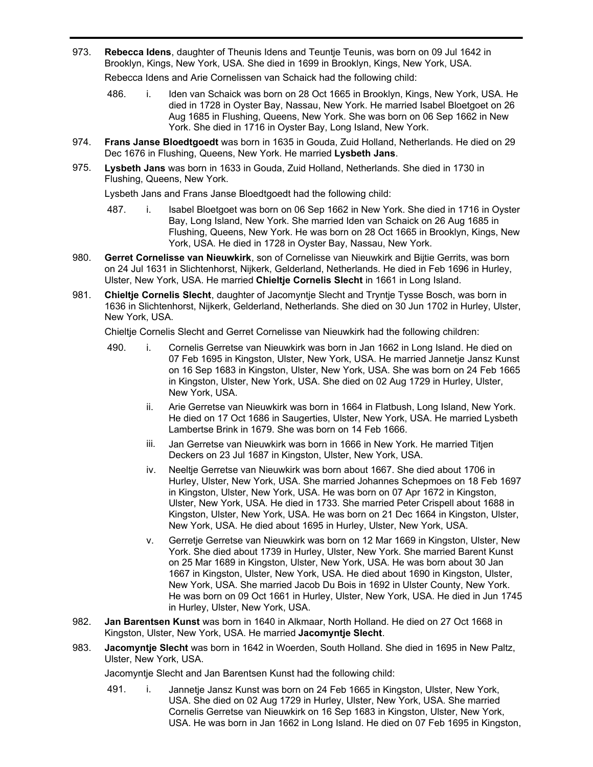973. **Rebecca Idens**, daughter of Theunis Idens and Teuntje Teunis, was born on 09 Jul 1642 in Brooklyn, Kings, New York, USA. She died in 1699 in Brooklyn, Kings, New York, USA.

  Rebecca Idens and Arie Cornelissen van Schaick had the following child:

  - 486. i. Iden van Schaick was born on 28 Oct 1665 in Brooklyn, Kings, New York, USA. He died in 1728 in Oyster Bay, Nassau, New York. He married Isabel Bloetgoet on 26 Aug 1685 in Flushing, Queens, New York. She was born on 06 Sep 1662 in New York. She died in 1716 in Oyster Bay, Long Island, New York.

974. **Frans Janse Bloedtgoedt** was born in 1635 in Gouda, Zuid Holland, Netherlands. He died on 29 Dec 1676 in Flushing, Queens, New York. He married **Lysbeth Jans**.

975. **Lysbeth Jans** was born in 1633 in Gouda, Zuid Holland, Netherlands. She died in 1730 in Flushing, Queens, New York.

  Lysbeth Jans and Frans Janse Bloedtgoedt had the following child:

  - 487. i. Isabel Bloetgoet was born on 06 Sep 1662 in New York. She died in 1716 in Oyster Bay, Long Island, New York. She married Iden van Schaick on 26 Aug 1685 in Flushing, Queens, New York. He was born on 28 Oct 1665 in Brooklyn, Kings, New York, USA. He died in 1728 in Oyster Bay, Nassau, New York.

980. **Gerret Cornelisse van Nieuwkirk**, son of Cornelisse van Nieuwkirk and Bijtie Gerrits, was born on 24 Jul 1631 in Slichtenhorst, Nijkerk, Gelderland, Netherlands. He died in Feb 1696 in Hurley, Ulster, New York, USA. He married **Chieltje Cornelis Slecht** in 1661 in Long Island.

981. **Chieltje Cornelis Slecht**, daughter of Jacomyntje Slecht and Tryntje Tysse Bosch, was born in 1636 in Slichtenhorst, Nijkerk, Gelderland, Netherlands. She died on 30 Jun 1702 in Hurley, Ulster, New York, USA.

  Chieltje Cornelis Slecht and Gerret Cornelisse van Nieuwkirk had the following children:

  - 490. i. Cornelis Gerretse van Nieuwkirk was born in Jan 1662 in Long Island. He died on 07 Feb 1695 in Kingston, Ulster, New York, USA. He married Jannetje Jansz Kunst on 16 Sep 1683 in Kingston, Ulster, New York, USA. She was born on 24 Feb 1665 in Kingston, Ulster, New York, USA. She died on 02 Aug 1729 in Hurley, Ulster, New York, USA.
  - ii. Arie Gerretse van Nieuwkirk was born in 1664 in Flatbush, Long Island, New York. He died on 17 Oct 1686 in Saugerties, Ulster, New York, USA. He married Lysbeth Lambertse Brink in 1679. She was born on 14 Feb 1666.
  - iii. Jan Gerretse van Nieuwkirk was born in 1666 in New York. He married Titjen Deckers on 23 Jul 1687 in Kingston, Ulster, New York, USA.
  - iv. Neeltje Gerretse van Nieuwkirk was born about 1667. She died about 1706 in Hurley, Ulster, New York, USA. She married Johannes Schepmoes on 18 Feb 1697 in Kingston, Ulster, New York, USA. He was born on 07 Apr 1672 in Kingston, Ulster, New York, USA. He died in 1733. She married Peter Crispell about 1688 in Kingston, Ulster, New York, USA. He was born on 21 Dec 1664 in Kingston, Ulster, New York, USA. He died about 1695 in Hurley, Ulster, New York, USA.
  - v. Gerretje Gerretse van Nieuwkirk was born on 12 Mar 1669 in Kingston, Ulster, New York. She died about 1739 in Hurley, Ulster, New York. She married Barent Kunst on 25 Mar 1689 in Kingston, Ulster, New York, USA. He was born about 30 Jan 1667 in Kingston, Ulster, New York, USA. He died about 1690 in Kingston, Ulster, New York, USA. She married Jacob Du Bois in 1692 in Ulster County, New York. He was born on 09 Oct 1661 in Hurley, Ulster, New York, USA. He died in Jun 1745 in Hurley, Ulster, New York, USA.

982. **Jan Barentsen Kunst** was born in 1640 in Alkmaar, North Holland. He died on 27 Oct 1668 in Kingston, Ulster, New York, USA. He married **Jacomyntje Slecht**.

983. **Jacomyntje Slecht** was born in 1642 in Woerden, South Holland. She died in 1695 in New Paltz, Ulster, New York, USA.

  Jacomyntje Slecht and Jan Barentsen Kunst had the following child:

  - 491. i. Jannetje Jansz Kunst was born on 24 Feb 1665 in Kingston, Ulster, New York, USA. She died on 02 Aug 1729 in Hurley, Ulster, New York, USA. She married Cornelis Gerretse van Nieuwkirk on 16 Sep 1683 in Kingston, Ulster, New York, USA. He was born in Jan 1662 in Long Island. He died on 07 Feb 1695 in Kingston,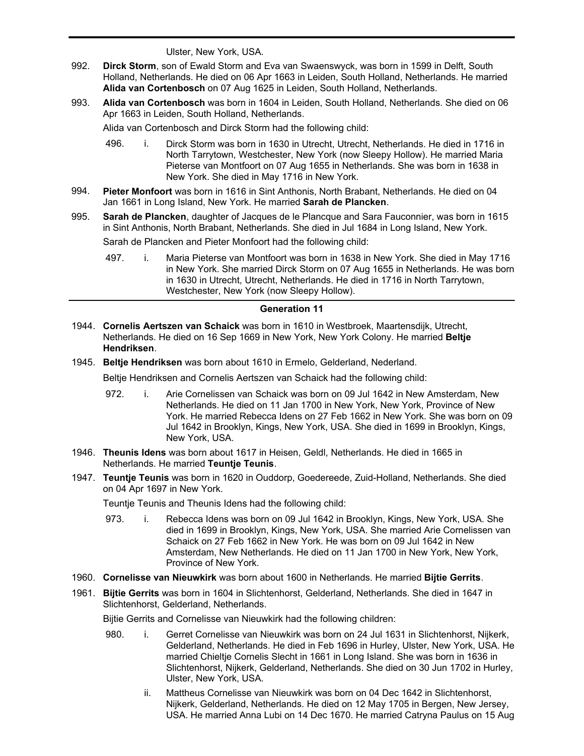Ulster, New York, USA.

992. **Dirck Storm**, son of Ewald Storm and Eva van Swaenswyck, was born in 1599 in Delft, South Holland, Netherlands. He died on 06 Apr 1663 in Leiden, South Holland, Netherlands. He married **Alida van Cortenbosch** on 07 Aug 1625 in Leiden, South Holland, Netherlands.

993. **Alida van Cortenbosch** was born in 1604 in Leiden, South Holland, Netherlands. She died on 06 Apr 1663 in Leiden, South Holland, Netherlands.

Alida van Cortenbosch and Dirck Storm had the following child:

496. i. Dirck Storm was born in 1630 in Utrecht, Utrecht, Netherlands. He died in 1716 in North Tarrytown, Westchester, New York (now Sleepy Hollow). He married Maria Pieterse van Montfoort on 07 Aug 1655 in Netherlands. She was born in 1638 in New York. She died in May 1716 in New York.

994. **Pieter Monfoort** was born in 1616 in Sint Anthonis, North Brabant, Netherlands. He died on 04 Jan 1661 in Long Island, New York. He married **Sarah de Plancken**.

995. **Sarah de Plancken**, daughter of Jacques de le Plancque and Sara Fauconnier, was born in 1615 in Sint Anthonis, North Brabant, Netherlands. She died in Jul 1684 in Long Island, New York.

Sarah de Plancken and Pieter Monfoort had the following child:

497. i. Maria Pieterse van Montfoort was born in 1638 in New York. She died in May 1716 in New York. She married Dirck Storm on 07 Aug 1655 in Netherlands. He was born in 1630 in Utrecht, Utrecht, Netherlands. He died in 1716 in North Tarrytown, Westchester, New York (now Sleepy Hollow).

## Generation 11

1944. **Cornelis Aertszen van Schaick** was born in 1610 in Westbroek, Maartensdijk, Utrecht, Netherlands. He died on 16 Sep 1669 in New York, New York Colony. He married **Beltje Hendriksen**.

1945. **Beltje Hendriksen** was born about 1610 in Ermelo, Gelderland, Nederland.

Beltje Hendriksen and Cornelis Aertszen van Schaick had the following child:

972. i. Arie Cornelissen van Schaick was born on 09 Jul 1642 in New Amsterdam, New Netherlands. He died on 11 Jan 1700 in New York, New York, Province of New York. He married Rebecca Idens on 27 Feb 1662 in New York. She was born on 09 Jul 1642 in Brooklyn, Kings, New York, USA. She died in 1699 in Brooklyn, Kings, New York, USA.

1946. **Theunis Idens** was born about 1617 in Heisen, Geldl, Netherlands. He died in 1665 in Netherlands. He married **Teuntje Teunis**.

1947. **Teuntje Teunis** was born in 1620 in Ouddorp, Goedereede, Zuid-Holland, Netherlands. She died on 04 Apr 1697 in New York.

Teuntje Teunis and Theunis Idens had the following child:

973. i. Rebecca Idens was born on 09 Jul 1642 in Brooklyn, Kings, New York, USA. She died in 1699 in Brooklyn, Kings, New York, USA. She married Arie Cornelissen van Schaick on 27 Feb 1662 in New York. He was born on 09 Jul 1642 in New Amsterdam, New Netherlands. He died on 11 Jan 1700 in New York, New York, Province of New York.

1960. **Cornelisse van Nieuwkirk** was born about 1600 in Netherlands. He married **Bijtie Gerrits**.

1961. **Bijtie Gerrits** was born in 1604 in Slichtenhorst, Gelderland, Netherlands. She died in 1647 in Slichtenhorst, Gelderland, Netherlands.

Bijtie Gerrits and Cornelisse van Nieuwkirk had the following children:

980. i. Gerret Cornelisse van Nieuwkirk was born on 24 Jul 1631 in Slichtenhorst, Nijkerk, Gelderland, Netherlands. He died in Feb 1696 in Hurley, Ulster, New York, USA. He married Chieltje Cornelis Slecht in 1661 in Long Island. She was born in 1636 in Slichtenhorst, Nijkerk, Gelderland, Netherlands. She died on 30 Jun 1702 in Hurley, Ulster, New York, USA.

ii. Mattheus Cornelisse van Nieuwkirk was born on 04 Dec 1642 in Slichtenhorst, Nijkerk, Gelderland, Netherlands. He died on 12 May 1705 in Bergen, New Jersey, USA. He married Anna Lubi on 14 Dec 1670. He married Catryna Paulus on 15 Aug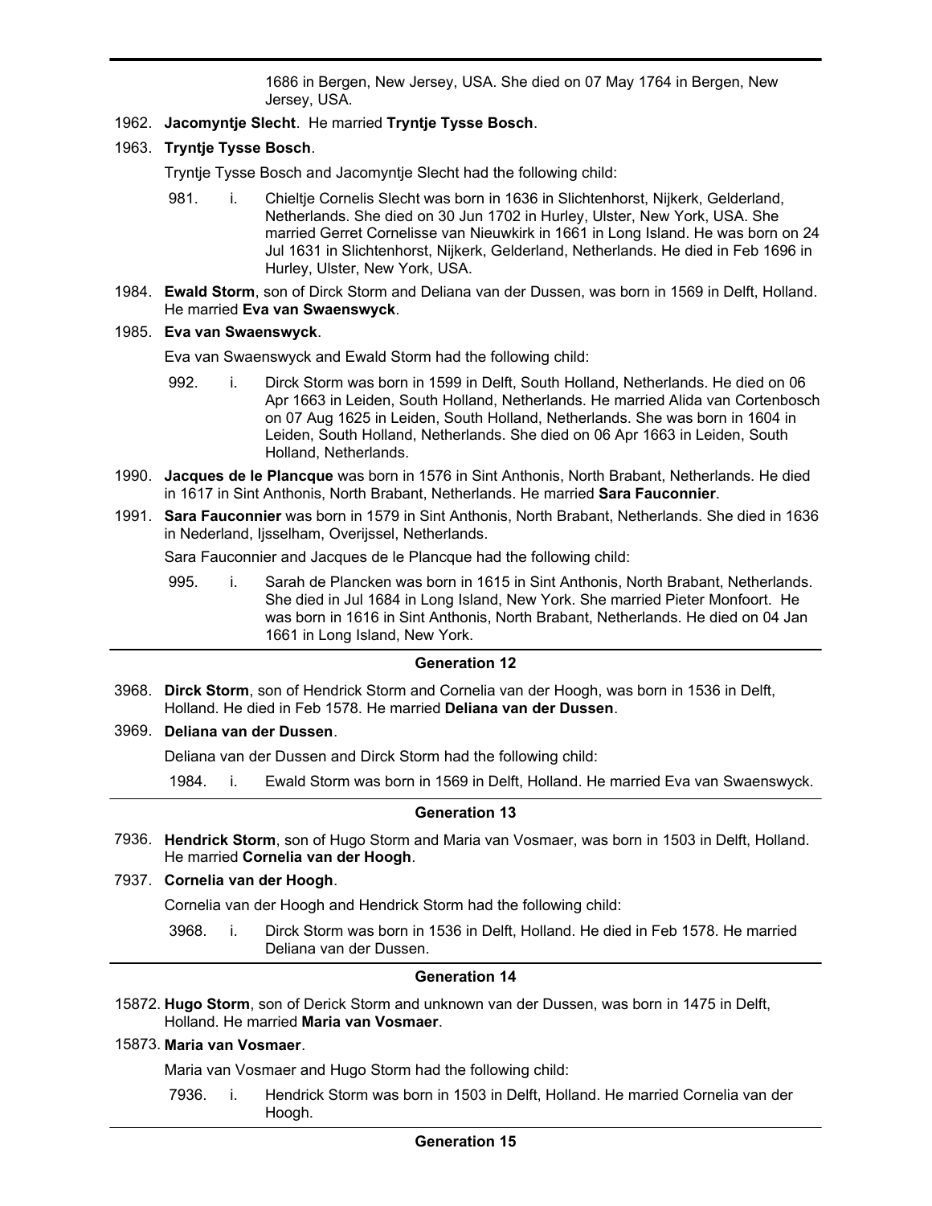1686 in Bergen, New Jersey, USA. She died on 07 May 1764 in Bergen, New Jersey, USA.

1962. **Jacomyntje Slecht**. He married **Tryntje Tysse Bosch**.

1963. **Tryntje Tysse Bosch**.

Tryntje Tysse Bosch and Jacomyntje Slecht had the following child:

981. i. Chieltje Cornelis Slecht was born in 1636 in Slichtenhorst, Nijkerk, Gelderland, Netherlands. She died on 30 Jun 1702 in Hurley, Ulster, New York, USA. She married Gerret Cornelisse van Nieuwkirk in 1661 in Long Island. He was born on 24 Jul 1631 in Slichtenhorst, Nijkerk, Gelderland, Netherlands. He died in Feb 1696 in Hurley, Ulster, New York, USA.

1984. **Ewald Storm**, son of Dirck Storm and Deliana van der Dussen, was born in 1569 in Delft, Holland. He married **Eva van Swaenswyck**.

1985. **Eva van Swaenswyck**.

Eva van Swaenswyck and Ewald Storm had the following child:

992. i. Dirck Storm was born in 1599 in Delft, South Holland, Netherlands. He died on 06 Apr 1663 in Leiden, South Holland, Netherlands. He married Alida van Cortenbosch on 07 Aug 1625 in Leiden, South Holland, Netherlands. She was born in 1604 in Leiden, South Holland, Netherlands. She died on 06 Apr 1663 in Leiden, South Holland, Netherlands.

1990. **Jacques de le Plancque** was born in 1576 in Sint Anthonis, North Brabant, Netherlands. He died in 1617 in Sint Anthonis, North Brabant, Netherlands. He married **Sara Fauconnier**.

1991. **Sara Fauconnier** was born in 1579 in Sint Anthonis, North Brabant, Netherlands. She died in 1636 in Nederland, Ijsselham, Overijssel, Netherlands.

Sara Fauconnier and Jacques de le Plancque had the following child:

995. i. Sarah de Plancken was born in 1615 in Sint Anthonis, North Brabant, Netherlands. She died in Jul 1684 in Long Island, New York. She married Pieter Monfoort. He was born in 1616 in Sint Anthonis, North Brabant, Netherlands. He died on 04 Jan 1661 in Long Island, New York.

## Generation 12

3968. **Dirck Storm**, son of Hendrick Storm and Cornelia van der Hoogh, was born in 1536 in Delft, Holland. He died in Feb 1578. He married **Deliana van der Dussen**.

3969. **Deliana van der Dussen**.

Deliana van der Dussen and Dirck Storm had the following child:

1984. i. Ewald Storm was born in 1569 in Delft, Holland. He married Eva van Swaenswyck.

## Generation 13

7936. **Hendrick Storm**, son of Hugo Storm and Maria van Vosmaer, was born in 1503 in Delft, Holland. He married **Cornelia van der Hoogh**.

7937. **Cornelia van der Hoogh**.

Cornelia van der Hoogh and Hendrick Storm had the following child:

3968. i. Dirck Storm was born in 1536 in Delft, Holland. He died in Feb 1578. He married Deliana van der Dussen.

## Generation 14

15872. **Hugo Storm**, son of Derick Storm and unknown van der Dussen, was born in 1475 in Delft, Holland. He married **Maria van Vosmaer**.

15873. **Maria van Vosmaer**.

Maria van Vosmaer and Hugo Storm had the following child:

7936. i. Hendrick Storm was born in 1503 in Delft, Holland. He married Cornelia van der Hoogh.

## Generation 15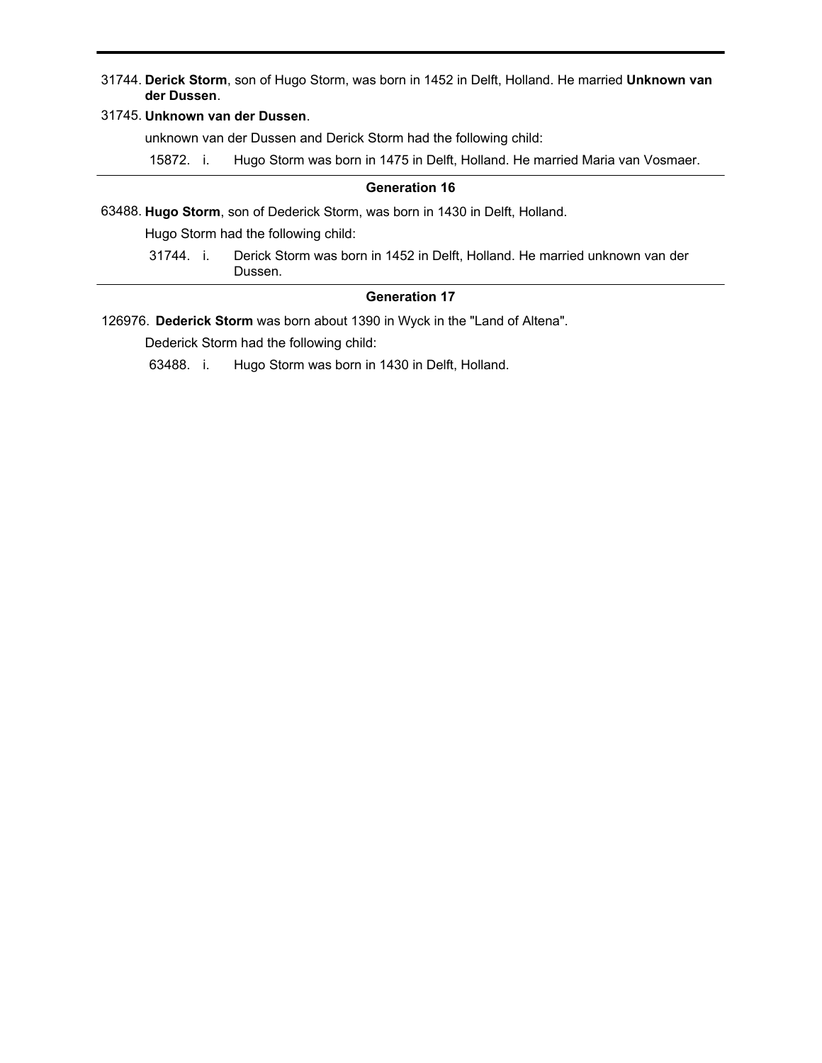31744. **Derick Storm**, son of Hugo Storm, was born in 1452 in Delft, Holland. He married **Unknown van der Dussen**.

31745. **Unknown van der Dussen**.

unknown van der Dussen and Derick Storm had the following child:

15872. i. Hugo Storm was born in 1475 in Delft, Holland. He married Maria van Vosmaer.

---

## Generation 16

63488. **Hugo Storm**, son of Dederick Storm, was born in 1430 in Delft, Holland.

Hugo Storm had the following child:

31744. i. Derick Storm was born in 1452 in Delft, Holland. He married unknown van der Dussen.

---

## Generation 17

126976. **Dederick Storm** was born about 1390 in Wyck in the "Land of Altena".

Dederick Storm had the following child:

63488. i. Hugo Storm was born in 1430 in Delft, Holland.